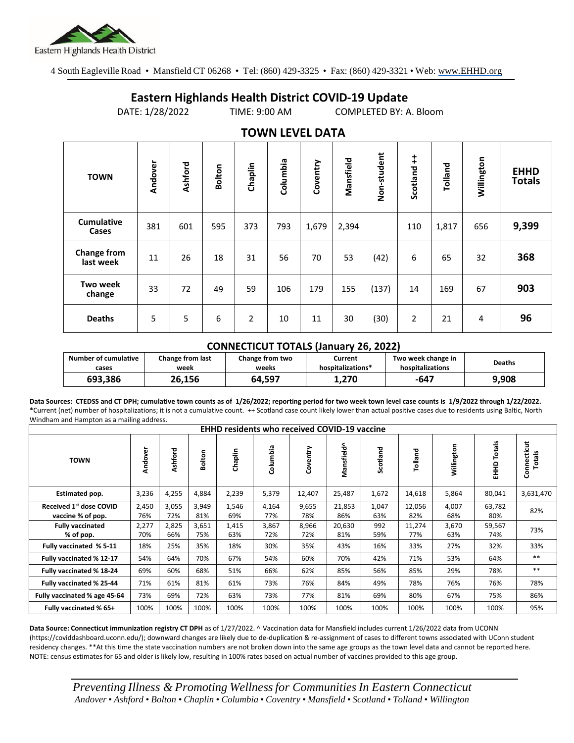Eastern Highlands Health District

4 South Eagleville Road • Mansfield CT 06268 • Tel: (860) 429-3325 • Fax: (860) 429-3321 • Web: www.EHHD.org

# Eastern Highlands Health District COVID-19 Update

DATE: 1/28/2022 TIME: 9:00 AM COMPLETED BY: A. Bloom

## TOWN LEVEL DATA

| TOWN | Andover | Ashford | Bolton | Chaplin | Columbia | Coventry | Mansfield | Non-student | Scotland ++ | Tolland | Willington | EHHD Totals |
|---|---|---|---|---|---|---|---|---|---|---|---|---|
| Cumulative Cases | 381 | 601 | 595 | 373 | 793 | 1,679 | 2,394 | | 110 | 1,817 | 656 | **9,399** |
| Change from last week | 11 | 26 | 18 | 31 | 56 | 70 | 53 | (42) | 6 | 65 | 32 | **368** |
| Two week change | 33 | 72 | 49 | 59 | 106 | 179 | 155 | (137) | 14 | 169 | 67 | **903** |
| Deaths | 5 | 5 | 6 | 2 | 10 | 11 | 30 | (30) | 2 | 21 | 4 | **96** |

### CONNECTICUT TOTALS (January 26, 2022)

| Number of cumulative cases | Change from last week | Change from two weeks | Current hospitalizations* | Two week change in hospitalizations | Deaths |
|---|---|---|---|---|---|
| **693,386** | **26,156** | **64,597** | **1,270** | **-647** | **9,908** |

**Data Sources: CTEDSS and CT DPH; cumulative town counts as of 1/26/2022; reporting period for two week town level case counts is 1/9/2022 through 1/22/2022.** *Current (net) number of hospitalizations; it is not a cumulative count. ++ Scotland case count likely lower than actual positive cases due to residents using Baltic, North Windham and Hampton as a mailing address.

| EHHD residents who received COVID-19 vaccine | | | | | | | | | | | | |
|---|---|---|---|---|---|---|---|---|---|---|---|---|
| **TOWN** | **Andover** | **Ashford** | **Bolton** | **Chaplin** | **Columbia** | **Coventry** | **Mansfield^** | **Scotland** | **Tolland** | **Willington** | **EHHD Totals** | **Connecticut Totals** |
| **Estimated pop.** | 3,236 | 4,255 | 4,884 | 2,239 | 5,379 | 12,407 | 25,487 | 1,672 | 14,618 | 5,864 | 80,041 | 3,631,470 |
| **Received 1st dose COVID vaccine % of pop.** | 2,450 76% | 3,055 72% | 3,949 81% | 1,546 69% | 4,164 77% | 9,655 78% | 21,853 86% | 1,047 63% | 12,056 82% | 4,007 68% | 63,782 80% | 82% |
| **Fully vaccinated % of pop.** | 2,277 70% | 2,825 66% | 3,651 75% | 1,415 63% | 3,867 72% | 8,966 72% | 20,630 81% | 992 59% | 11,274 77% | 3,670 63% | 59,567 74% | 73% |
| **Fully vaccinated % 5-11** | 18% | 25% | 35% | 18% | 30% | 35% | 43% | 16% | 33% | 27% | 32% | 33% |
| **Fully vaccinated % 12-17** | 54% | 64% | 70% | 67% | 54% | 60% | 70% | 42% | 71% | 53% | 64% | ** |
| **Fully vaccinated % 18-24** | 69% | 60% | 68% | 51% | 66% | 62% | 85% | 56% | 85% | 29% | 78% | ** |
| **Fully vaccinated % 25-44** | 71% | 61% | 81% | 61% | 73% | 76% | 84% | 49% | 78% | 76% | 76% | 78% |
| **Fully vaccinated % age 45-64** | 73% | 69% | 72% | 63% | 73% | 77% | 81% | 69% | 80% | 67% | 75% | 86% |
| **Fully vaccinated % 65+** | 100% | 100% | 100% | 100% | 100% | 100% | 100% | 100% | 100% | 100% | 100% | 95% |

**Data Source: Connecticut immunization registry CT DPH** as of 1/27/2022. ^ Vaccination data for Mansfield includes current 1/26/2022 data from UCONN (https://coviddashboard.uconn.edu/); downward changes are likely due to de-duplication & re-assignment of cases to different towns associated with UConn student residency changes. **At this time the state vaccination numbers are not broken down into the same age groups as the town level data and cannot be reported here. NOTE: census estimates for 65 and older is likely low, resulting in 100% rates based on actual number of vaccines provided to this age group.

*Preventing Illness & Promoting Wellness for Communities In Eastern Connecticut*
*Andover • Ashford • Bolton • Chaplin • Columbia • Coventry • Mansfield • Scotland • Tolland • Willington*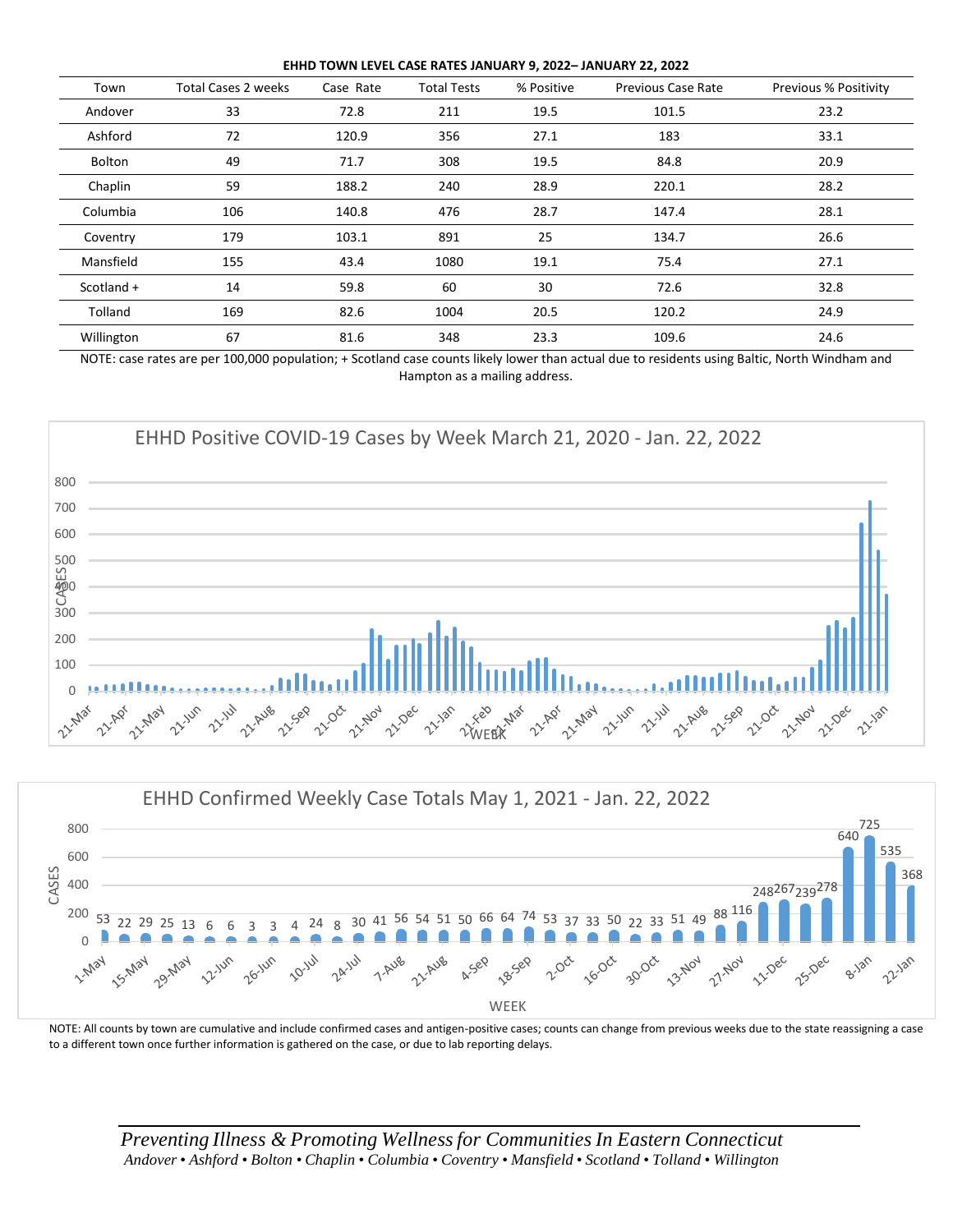**EHHD TOWN LEVEL CASE RATES JANUARY 9, 2022– JANUARY 22, 2022**

| Town | Total Cases 2 weeks | Case Rate | Total Tests | % Positive | Previous Case Rate | Previous % Positivity |
|---|---|---|---|---|---|---|
| Andover | 33 | 72.8 | 211 | 19.5 | 101.5 | 23.2 |
| Ashford | 72 | 120.9 | 356 | 27.1 | 183 | 33.1 |
| Bolton | 49 | 71.7 | 308 | 19.5 | 84.8 | 20.9 |
| Chaplin | 59 | 188.2 | 240 | 28.9 | 220.1 | 28.2 |
| Columbia | 106 | 140.8 | 476 | 28.7 | 147.4 | 28.1 |
| Coventry | 179 | 103.1 | 891 | 25 | 134.7 | 26.6 |
| Mansfield | 155 | 43.4 | 1080 | 19.1 | 75.4 | 27.1 |
| Scotland + | 14 | 59.8 | 60 | 30 | 72.6 | 32.8 |
| Tolland | 169 | 82.6 | 1004 | 20.5 | 120.2 | 24.9 |
| Willington | 67 | 81.6 | 348 | 23.3 | 109.6 | 24.6 |

NOTE: case rates are per 100,000 population; + Scotland case counts likely lower than actual due to residents using Baltic, North Windham and Hampton as a mailing address.

EHHD Positive COVID-19 Cases by Week March 21, 2020 - Jan. 22, 2022

CASES
0
100
200
300
400
500
600
700
800

21-Mar 21-Apr 21-May 21-Jun 21-Jul 21-Aug 21-Sep 21-Oct 21-Nov 21-Dec 21-Jan 21-Feb 21-Mar 21-Apr 21-May 21-Jun 21-Jul 21-Aug 21-Sep 21-Oct 21-Nov 21-Dec 21-Jan

WEEK

EHHD Confirmed Weekly Case Totals May 1, 2021 - Jan. 22, 2022

CASES
0
200
400
600
800

53 22 29 25 13 6 6 3 3 4 24 8 30 41 56 54 51 50 66 64 74 53 37 33 50 22 33 51 49 88 116 248 267 239 278 640 725 535 368

1-May 15-May 29-May 12-Jun 26-Jun 10-Jul 24-Jul 7-Aug 21-Aug 4-Sep 18-Sep 2-Oct 16-Oct 30-Oct 13-Nov 27-Nov 11-Dec 25-Dec 8-Jan 22-Jan

WEEK

NOTE: All counts by town are cumulative and include confirmed cases and antigen-positive cases; counts can change from previous weeks due to the state reassigning a case to a different town once further information is gathered on the case, or due to lab reporting delays.

*Preventing Illness & Promoting Wellness for Communities In Eastern Connecticut*
*Andover • Ashford • Bolton • Chaplin • Columbia • Coventry • Mansfield • Scotland • Tolland • Willington*